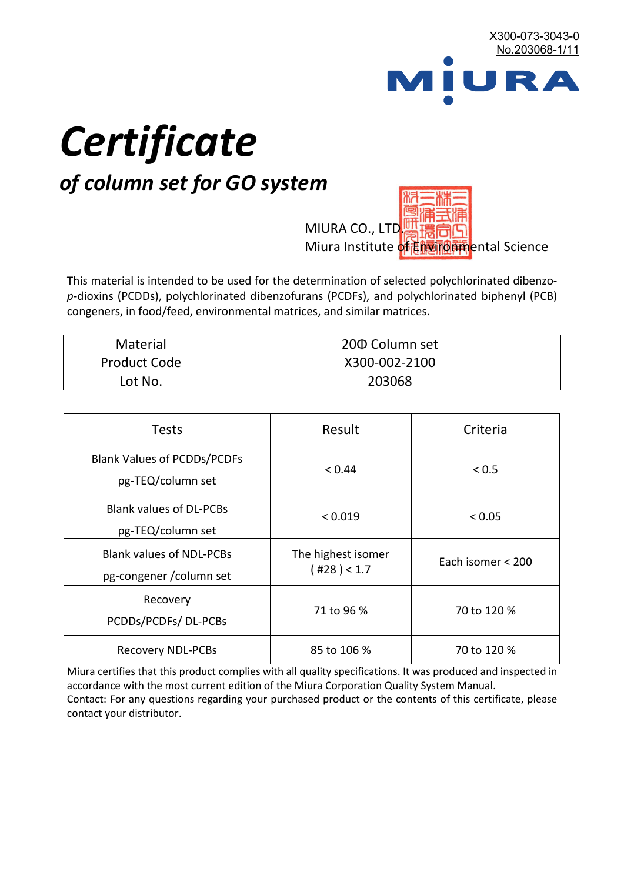X300-073-3043-0
No.203068-1/11

MIURA

# *Certificate*

## *of column set for GO system*

MIURA CO., LTD.
Miura Institute of Environmental Science

This material is intended to be used for the determination of selected polychlorinated dibenzo-*p*-dioxins (PCDDs), polychlorinated dibenzofurans (PCDFs), and polychlorinated biphenyl (PCB) congeners, in food/feed, environmental matrices, and similar matrices.

| Material | 20Φ Column set |
|---|---|
| Product Code | X300-002-2100 |
| Lot No. | 203068 |

| Tests | Result | Criteria |
|---|---|---|
| Blank Values of PCDDs/PCDFs pg-TEQ/column set | < 0.44 | < 0.5 |
| Blank values of DL-PCBs pg-TEQ/column set | < 0.019 | < 0.05 |
| Blank values of NDL-PCBs pg-congener /column set | The highest isomer ( #28 ) < 1.7 | Each isomer < 200 |
| Recovery PCDDs/PCDFs/ DL-PCBs | 71 to 96 % | 70 to 120 % |
| Recovery NDL-PCBs | 85 to 106 % | 70 to 120 % |

Miura certifies that this product complies with all quality specifications. It was produced and inspected in accordance with the most current edition of the Miura Corporation Quality System Manual.
Contact: For any questions regarding your purchased product or the contents of this certificate, please contact your distributor.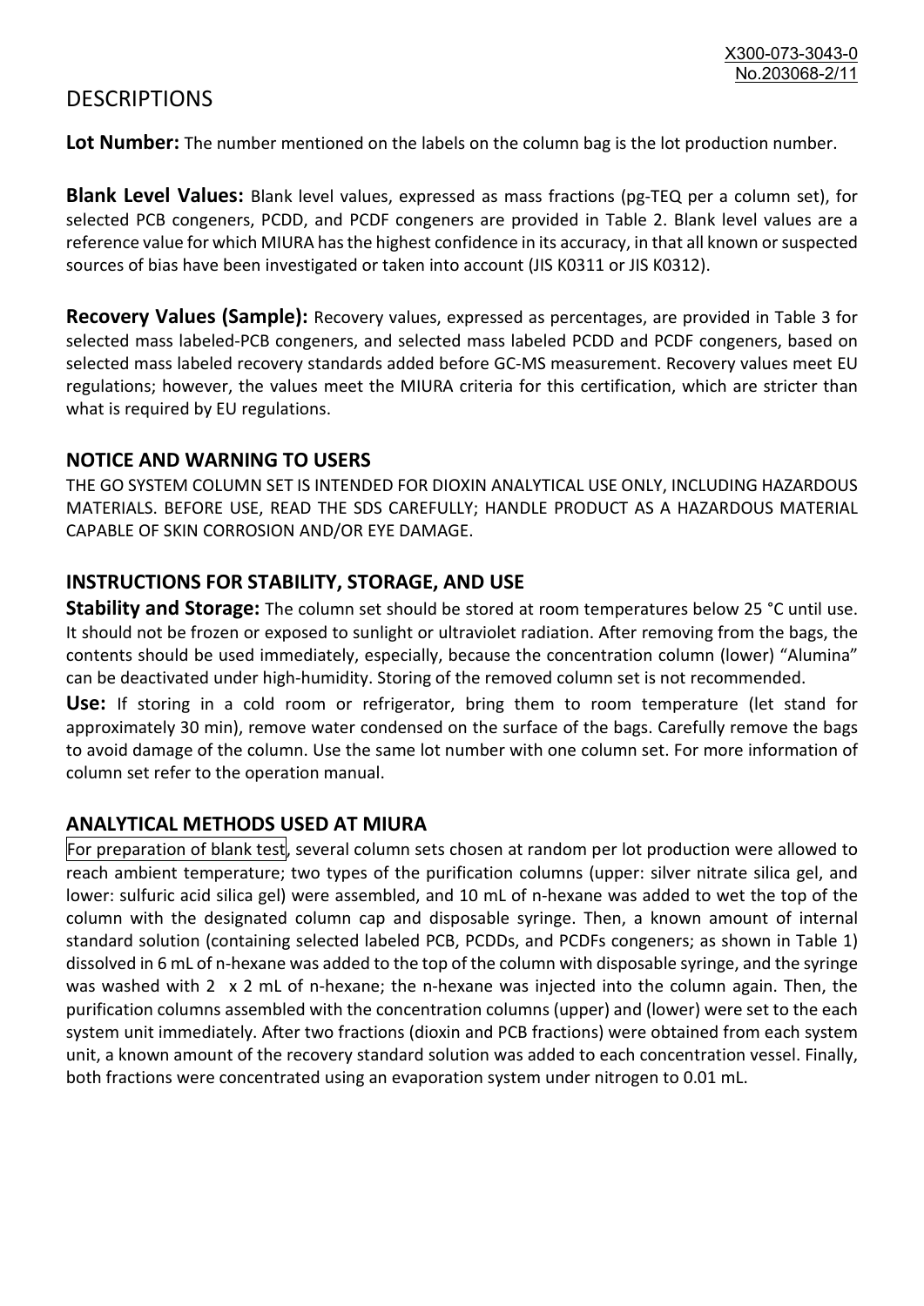# DESCRIPTIONS

**Lot Number:** The number mentioned on the labels on the column bag is the lot production number.

**Blank Level Values:** Blank level values, expressed as mass fractions (pg-TEQ per a column set), for selected PCB congeners, PCDD, and PCDF congeners are provided in Table 2. Blank level values are a reference value for which MIURA has the highest confidence in its accuracy, in that all known or suspected sources of bias have been investigated or taken into account (JIS K0311 or JIS K0312).

**Recovery Values (Sample):** Recovery values, expressed as percentages, are provided in Table 3 for selected mass labeled-PCB congeners, and selected mass labeled PCDD and PCDF congeners, based on selected mass labeled recovery standards added before GC-MS measurement. Recovery values meet EU regulations; however, the values meet the MIURA criteria for this certification, which are stricter than what is required by EU regulations.

## NOTICE AND WARNING TO USERS

THE GO SYSTEM COLUMN SET IS INTENDED FOR DIOXIN ANALYTICAL USE ONLY, INCLUDING HAZARDOUS MATERIALS. BEFORE USE, READ THE SDS CAREFULLY; HANDLE PRODUCT AS A HAZARDOUS MATERIAL CAPABLE OF SKIN CORROSION AND/OR EYE DAMAGE.

## INSTRUCTIONS FOR STABILITY, STORAGE, AND USE

**Stability and Storage:** The column set should be stored at room temperatures below 25 °C until use. It should not be frozen or exposed to sunlight or ultraviolet radiation. After removing from the bags, the contents should be used immediately, especially, because the concentration column (lower) "Alumina" can be deactivated under high-humidity. Storing of the removed column set is not recommended.

**Use:** If storing in a cold room or refrigerator, bring them to room temperature (let stand for approximately 30 min), remove water condensed on the surface of the bags. Carefully remove the bags to avoid damage of the column. Use the same lot number with one column set. For more information of column set refer to the operation manual.

## ANALYTICAL METHODS USED AT MIURA

For preparation of blank test, several column sets chosen at random per lot production were allowed to reach ambient temperature; two types of the purification columns (upper: silver nitrate silica gel, and lower: sulfuric acid silica gel) were assembled, and 10 mL of n-hexane was added to wet the top of the column with the designated column cap and disposable syringe. Then, a known amount of internal standard solution (containing selected labeled PCB, PCDDs, and PCDFs congeners; as shown in Table 1) dissolved in 6 mL of n-hexane was added to the top of the column with disposable syringe, and the syringe was washed with 2 x 2 mL of n-hexane; the n-hexane was injected into the column again. Then, the purification columns assembled with the concentration columns (upper) and (lower) were set to the each system unit immediately. After two fractions (dioxin and PCB fractions) were obtained from each system unit, a known amount of the recovery standard solution was added to each concentration vessel. Finally, both fractions were concentrated using an evaporation system under nitrogen to 0.01 mL.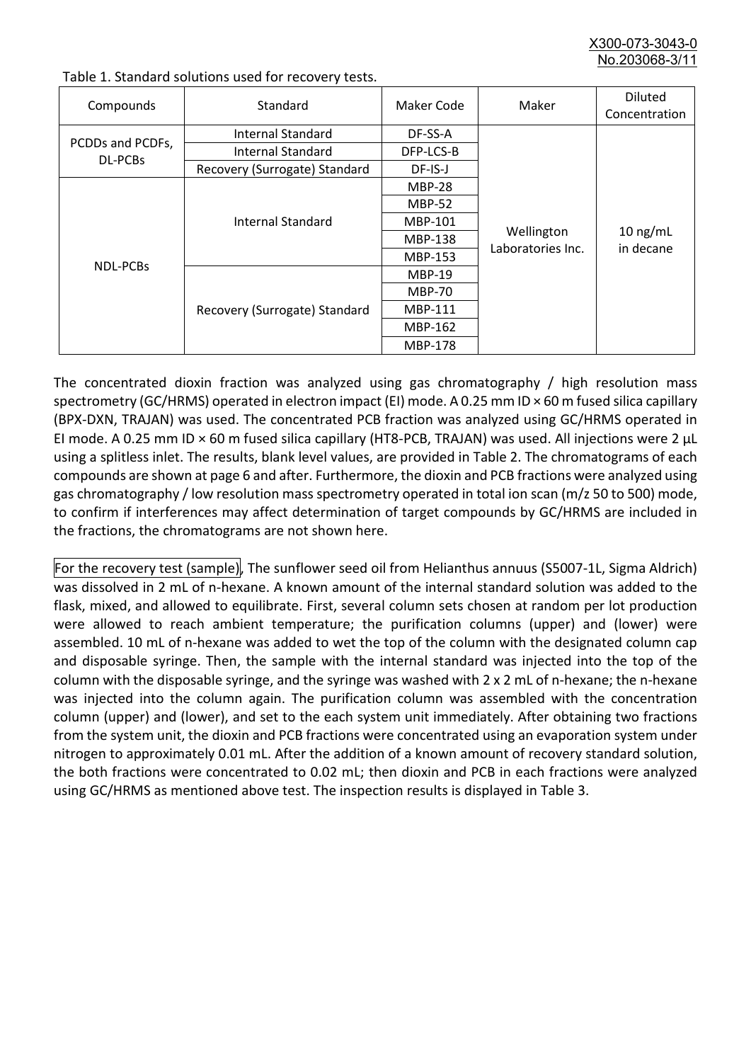Table 1. Standard solutions used for recovery tests.

| Compounds | Standard | Maker Code | Maker | Diluted Concentration |
|---|---|---|---|---|
| PCDDs and PCDFs, DL-PCBs | Internal Standard | DF-SS-A | Wellington Laboratories Inc. | 10 ng/mL in decane |
| | Internal Standard | DFP-LCS-B | | |
| | Recovery (Surrogate) Standard | DF-IS-J | | |
| NDL-PCBs | Internal Standard | MBP-28 | | |
| | | MBP-52 | | |
| | | MBP-101 | | |
| | | MBP-138 | | |
| | | MBP-153 | | |
| | Recovery (Surrogate) Standard | MBP-19 | | |
| | | MBP-70 | | |
| | | MBP-111 | | |
| | | MBP-162 | | |
| | | MBP-178 | | |

The concentrated dioxin fraction was analyzed using gas chromatography / high resolution mass spectrometry (GC/HRMS) operated in electron impact (EI) mode. A 0.25 mm ID × 60 m fused silica capillary (BPX-DXN, TRAJAN) was used. The concentrated PCB fraction was analyzed using GC/HRMS operated in EI mode. A 0.25 mm ID × 60 m fused silica capillary (HT8-PCB, TRAJAN) was used. All injections were 2 µL using a splitless inlet. The results, blank level values, are provided in Table 2. The chromatograms of each compounds are shown at page 6 and after. Furthermore, the dioxin and PCB fractions were analyzed using gas chromatography / low resolution mass spectrometry operated in total ion scan (m/z 50 to 500) mode, to confirm if interferences may affect determination of target compounds by GC/HRMS are included in the fractions, the chromatograms are not shown here.

For the recovery test (sample), The sunflower seed oil from Helianthus annuus (S5007-1L, Sigma Aldrich) was dissolved in 2 mL of n-hexane. A known amount of the internal standard solution was added to the flask, mixed, and allowed to equilibrate. First, several column sets chosen at random per lot production were allowed to reach ambient temperature; the purification columns (upper) and (lower) were assembled. 10 mL of n-hexane was added to wet the top of the column with the designated column cap and disposable syringe. Then, the sample with the internal standard was injected into the top of the column with the disposable syringe, and the syringe was washed with 2 x 2 mL of n-hexane; the n-hexane was injected into the column again. The purification column was assembled with the concentration column (upper) and (lower), and set to the each system unit immediately. After obtaining two fractions from the system unit, the dioxin and PCB fractions were concentrated using an evaporation system under nitrogen to approximately 0.01 mL. After the addition of a known amount of recovery standard solution, the both fractions were concentrated to 0.02 mL; then dioxin and PCB in each fractions were analyzed using GC/HRMS as mentioned above test. The inspection results is displayed in Table 3.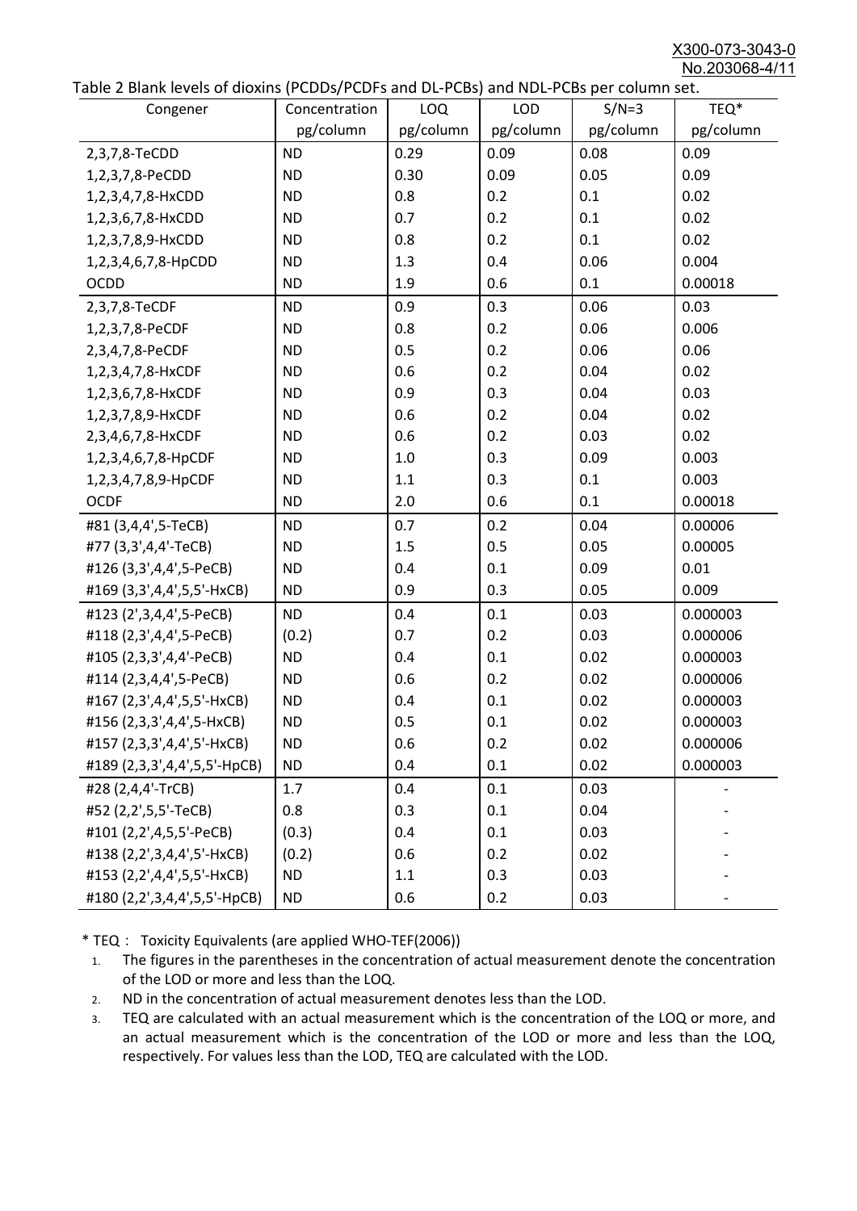Table 2 Blank levels of dioxins (PCDDs/PCDFs and DL-PCBs) and NDL-PCBs per column set.

| Congener | Concentration pg/column | LOQ pg/column | LOD pg/column | S/N=3 pg/column | TEQ* pg/column |
|---|---|---|---|---|---|
| 2,3,7,8-TeCDD | ND | 0.29 | 0.09 | 0.08 | 0.09 |
| 1,2,3,7,8-PeCDD | ND | 0.30 | 0.09 | 0.05 | 0.09 |
| 1,2,3,4,7,8-HxCDD | ND | 0.8 | 0.2 | 0.1 | 0.02 |
| 1,2,3,6,7,8-HxCDD | ND | 0.7 | 0.2 | 0.1 | 0.02 |
| 1,2,3,7,8,9-HxCDD | ND | 0.8 | 0.2 | 0.1 | 0.02 |
| 1,2,3,4,6,7,8-HpCDD | ND | 1.3 | 0.4 | 0.06 | 0.004 |
| OCDD | ND | 1.9 | 0.6 | 0.1 | 0.00018 |
| 2,3,7,8-TeCDF | ND | 0.9 | 0.3 | 0.06 | 0.03 |
| 1,2,3,7,8-PeCDF | ND | 0.8 | 0.2 | 0.06 | 0.006 |
| 2,3,4,7,8-PeCDF | ND | 0.5 | 0.2 | 0.06 | 0.06 |
| 1,2,3,4,7,8-HxCDF | ND | 0.6 | 0.2 | 0.04 | 0.02 |
| 1,2,3,6,7,8-HxCDF | ND | 0.9 | 0.3 | 0.04 | 0.03 |
| 1,2,3,7,8,9-HxCDF | ND | 0.6 | 0.2 | 0.04 | 0.02 |
| 2,3,4,6,7,8-HxCDF | ND | 0.6 | 0.2 | 0.03 | 0.02 |
| 1,2,3,4,6,7,8-HpCDF | ND | 1.0 | 0.3 | 0.09 | 0.003 |
| 1,2,3,4,7,8,9-HpCDF | ND | 1.1 | 0.3 | 0.1 | 0.003 |
| OCDF | ND | 2.0 | 0.6 | 0.1 | 0.00018 |
| #81 (3,4,4',5-TeCB) | ND | 0.7 | 0.2 | 0.04 | 0.00006 |
| #77 (3,3',4,4'-TeCB) | ND | 1.5 | 0.5 | 0.05 | 0.00005 |
| #126 (3,3',4,4',5-PeCB) | ND | 0.4 | 0.1 | 0.09 | 0.01 |
| #169 (3,3',4,4',5,5'-HxCB) | ND | 0.9 | 0.3 | 0.05 | 0.009 |
| #123 (2',3,4,4',5-PeCB) | ND | 0.4 | 0.1 | 0.03 | 0.000003 |
| #118 (2,3',4,4',5-PeCB) | (0.2) | 0.7 | 0.2 | 0.03 | 0.000006 |
| #105 (2,3,3',4,4'-PeCB) | ND | 0.4 | 0.1 | 0.02 | 0.000003 |
| #114 (2,3,4,4',5-PeCB) | ND | 0.6 | 0.2 | 0.02 | 0.000006 |
| #167 (2,3',4,4',5,5'-HxCB) | ND | 0.4 | 0.1 | 0.02 | 0.000003 |
| #156 (2,3,3',4,4',5-HxCB) | ND | 0.5 | 0.1 | 0.02 | 0.000003 |
| #157 (2,3,3',4,4',5'-HxCB) | ND | 0.6 | 0.2 | 0.02 | 0.000006 |
| #189 (2,3,3',4,4',5,5'-HpCB) | ND | 0.4 | 0.1 | 0.02 | 0.000003 |
| #28 (2,4,4'-TrCB) | 1.7 | 0.4 | 0.1 | 0.03 | - |
| #52 (2,2',5,5'-TeCB) | 0.8 | 0.3 | 0.1 | 0.04 | - |
| #101 (2,2',4,5,5'-PeCB) | (0.3) | 0.4 | 0.1 | 0.03 | - |
| #138 (2,2',3,4,4',5'-HxCB) | (0.2) | 0.6 | 0.2 | 0.02 | - |
| #153 (2,2',4,4',5,5'-HxCB) | ND | 1.1 | 0.3 | 0.03 | - |
| #180 (2,2',3,4,4',5,5'-HpCB) | ND | 0.6 | 0.2 | 0.03 | - |

* TEQ： Toxicity Equivalents (are applied WHO-TEF(2006))

1. The figures in the parentheses in the concentration of actual measurement denote the concentration of the LOD or more and less than the LOQ.
2. ND in the concentration of actual measurement denotes less than the LOD.
3. TEQ are calculated with an actual measurement which is the concentration of the LOQ or more, and an actual measurement which is the concentration of the LOD or more and less than the LOQ, respectively. For values less than the LOD, TEQ are calculated with the LOD.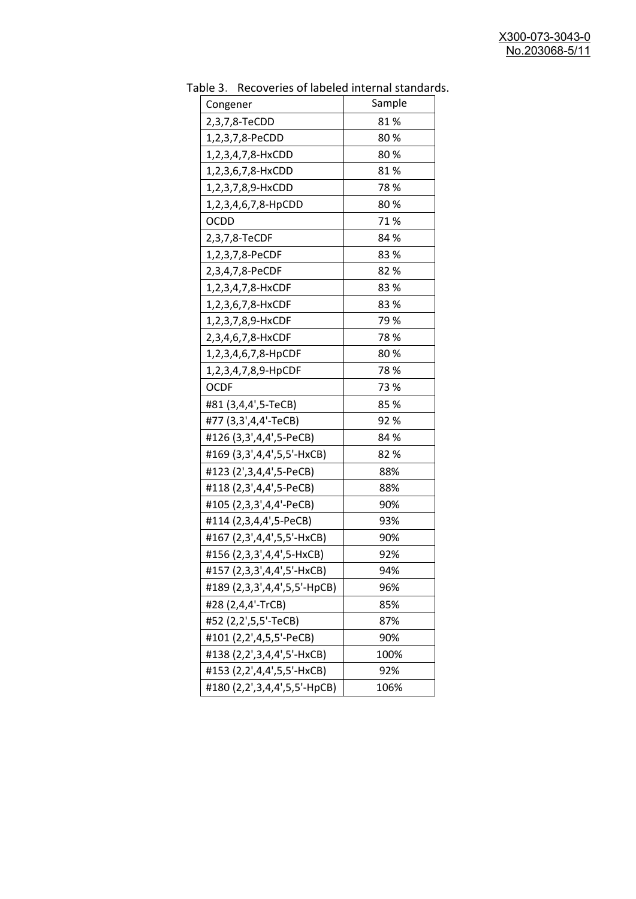Table 3. Recoveries of labeled internal standards.

| Congener | Sample |
|---|---|
| 2,3,7,8-TeCDD | 81 % |
| 1,2,3,7,8-PeCDD | 80 % |
| 1,2,3,4,7,8-HxCDD | 80 % |
| 1,2,3,6,7,8-HxCDD | 81 % |
| 1,2,3,7,8,9-HxCDD | 78 % |
| 1,2,3,4,6,7,8-HpCDD | 80 % |
| OCDD | 71 % |
| 2,3,7,8-TeCDF | 84 % |
| 1,2,3,7,8-PeCDF | 83 % |
| 2,3,4,7,8-PeCDF | 82 % |
| 1,2,3,4,7,8-HxCDF | 83 % |
| 1,2,3,6,7,8-HxCDF | 83 % |
| 1,2,3,7,8,9-HxCDF | 79 % |
| 2,3,4,6,7,8-HxCDF | 78 % |
| 1,2,3,4,6,7,8-HpCDF | 80 % |
| 1,2,3,4,7,8,9-HpCDF | 78 % |
| OCDF | 73 % |
| #81 (3,4,4',5-TeCB) | 85 % |
| #77 (3,3',4,4'-TeCB) | 92 % |
| #126 (3,3',4,4',5-PeCB) | 84 % |
| #169 (3,3',4,4',5,5'-HxCB) | 82 % |
| #123 (2',3,4,4',5-PeCB) | 88% |
| #118 (2,3',4,4',5-PeCB) | 88% |
| #105 (2,3,3',4,4'-PeCB) | 90% |
| #114 (2,3,4,4',5-PeCB) | 93% |
| #167 (2,3',4,4',5,5'-HxCB) | 90% |
| #156 (2,3,3',4,4',5-HxCB) | 92% |
| #157 (2,3,3',4,4',5'-HxCB) | 94% |
| #189 (2,3,3',4,4',5,5'-HpCB) | 96% |
| #28 (2,4,4'-TrCB) | 85% |
| #52 (2,2',5,5'-TeCB) | 87% |
| #101 (2,2',4,5,5'-PeCB) | 90% |
| #138 (2,2',3,4,4',5'-HxCB) | 100% |
| #153 (2,2',4,4',5,5'-HxCB) | 92% |
| #180 (2,2',3,4,4',5,5'-HpCB) | 106% |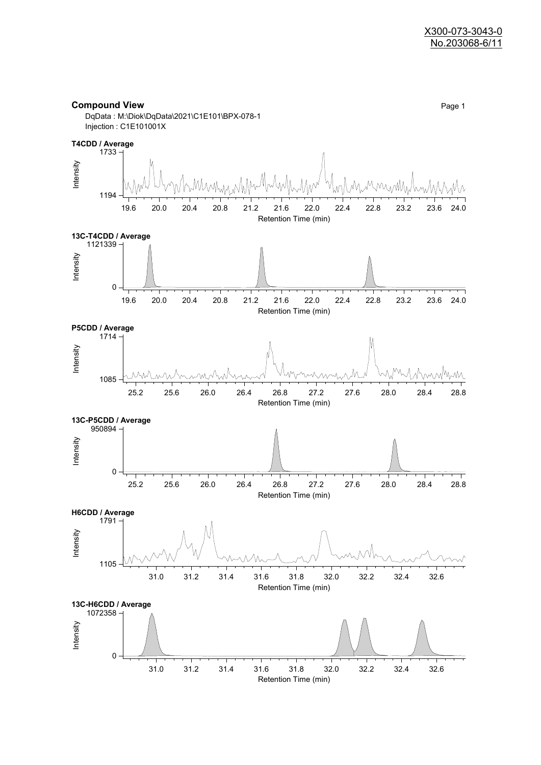X300-073-3043-0
No.203068-6/11

## Compound View

DqData : M:\Diok\DqData\2021\C1E101\BPX-078-1
Injection : C1E101001X

**T4CDD / Average**

Intensity: 1194 – 1733
Retention Time (min): 19.6 – 24.0

**13C-T4CDD / Average**

Intensity: 0 – 1121339
Retention Time (min): 19.6 – 24.0

**P5CDD / Average**

Intensity: 1085 – 1714
Retention Time (min): 25.2 – 28.8

**13C-P5CDD / Average**

Intensity: 0 – 950894
Retention Time (min): 25.2 – 28.8

**H6CDD / Average**

Intensity: 1105 – 1791
Retention Time (min): 31.0 – 32.6

**13C-H6CDD / Average**

Intensity: 0 – 1072358
Retention Time (min): 31.0 – 32.6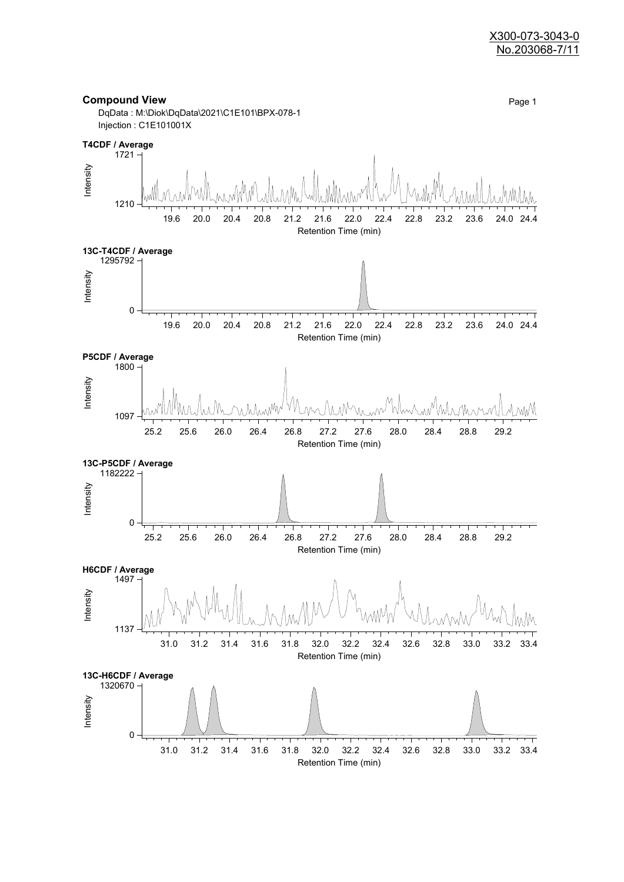X300-073-3043-0
No.203068-7/11

## Compound View

DqData : M:\Diok\DqData\2021\C1E101\BPX-078-1
Injection : C1E101001X

**T4CDF / Average**

Intensity: 1210 – 1721
Retention Time (min): 19.6, 20.0, 20.4, 20.8, 21.2, 21.6, 22.0, 22.4, 22.8, 23.2, 23.6, 24.0, 24.4

**13C-T4CDF / Average**

Intensity: 0 – 1295792
Retention Time (min): 19.6, 20.0, 20.4, 20.8, 21.2, 21.6, 22.0, 22.4, 22.8, 23.2, 23.6, 24.0, 24.4

**P5CDF / Average**

Intensity: 1097 – 1800
Retention Time (min): 25.2, 25.6, 26.0, 26.4, 26.8, 27.2, 27.6, 28.0, 28.4, 28.8, 29.2

**13C-P5CDF / Average**

Intensity: 0 – 1182222
Retention Time (min): 25.2, 25.6, 26.0, 26.4, 26.8, 27.2, 27.6, 28.0, 28.4, 28.8, 29.2

**H6CDF / Average**

Intensity: 1137 – 1497
Retention Time (min): 31.0, 31.2, 31.4, 31.6, 31.8, 32.0, 32.2, 32.4, 32.6, 32.8, 33.0, 33.2, 33.4

**13C-H6CDF / Average**

Intensity: 0 – 1320670
Retention Time (min): 31.0, 31.2, 31.4, 31.6, 31.8, 32.0, 32.2, 32.4, 32.6, 32.8, 33.0, 33.2, 33.4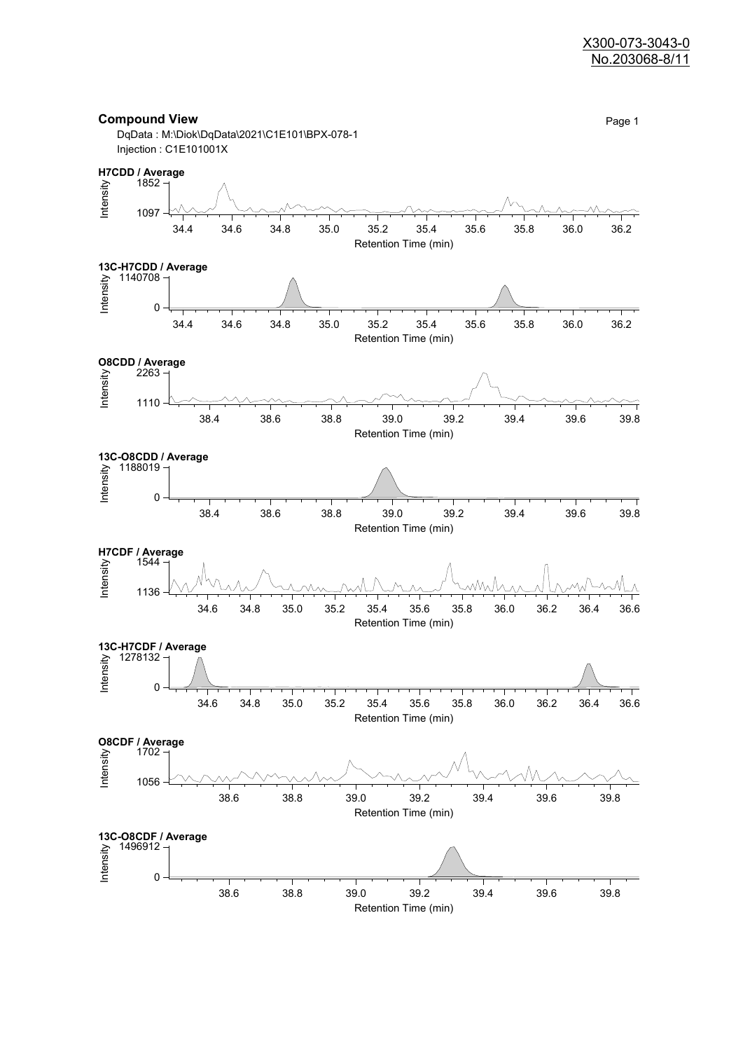X300-073-3043-0
No.203068-8/11

## Compound View

DqData : M:\Diok\DqData\2021\C1E101\BPX-078-1
Injection : C1E101001X

**H7CDD / Average**

Intensity: 1852 – 1097

Retention Time (min): 34.4, 34.6, 34.8, 35.0, 35.2, 35.4, 35.6, 35.8, 36.0, 36.2

**13C-H7CDD / Average**

Intensity: 1140708 – 0

Retention Time (min): 34.4, 34.6, 34.8, 35.0, 35.2, 35.4, 35.6, 35.8, 36.0, 36.2

**O8CDD / Average**

Intensity: 2263 – 1110

Retention Time (min): 38.4, 38.6, 38.8, 39.0, 39.2, 39.4, 39.6, 39.8

**13C-O8CDD / Average**

Intensity: 1188019 – 0

Retention Time (min): 38.4, 38.6, 38.8, 39.0, 39.2, 39.4, 39.6, 39.8

**H7CDF / Average**

Intensity: 1544 – 1136

Retention Time (min): 34.6, 34.8, 35.0, 35.2, 35.4, 35.6, 35.8, 36.0, 36.2, 36.4, 36.6

**13C-H7CDF / Average**

Intensity: 1278132 – 0

Retention Time (min): 34.6, 34.8, 35.0, 35.2, 35.4, 35.6, 35.8, 36.0, 36.2, 36.4, 36.6

**O8CDF / Average**

Intensity: 1702 – 1056

Retention Time (min): 38.6, 38.8, 39.0, 39.2, 39.4, 39.6, 39.8

**13C-O8CDF / Average**

Intensity: 1496912 – 0

Retention Time (min): 38.6, 38.8, 39.0, 39.2, 39.4, 39.6, 39.8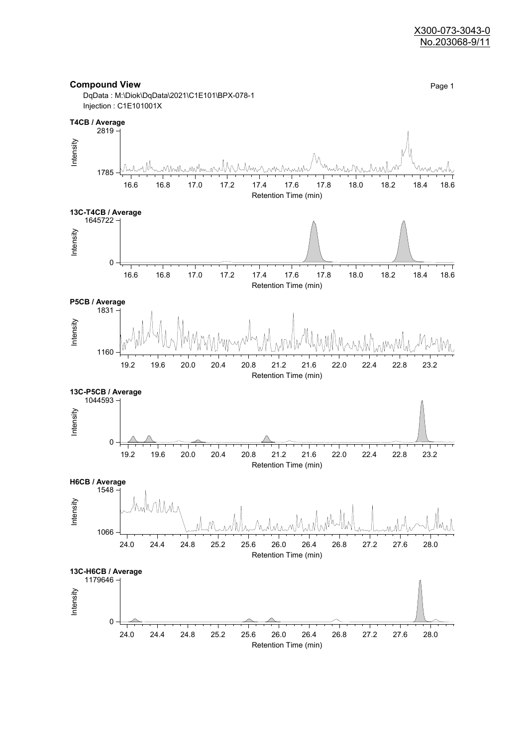X300-073-3043-0
No.203068-9/11

## Compound View

DqData : M:\Diok\DqData\2021\C1E101\BPX-078-1
Injection : C1E101001X

**T4CB / Average**

Intensity: 1785 – 2819
Retention Time (min): 16.6 – 18.6

**13C-T4CB / Average**

Intensity: 0 – 1645722
Retention Time (min): 16.6 – 18.6

**P5CB / Average**

Intensity: 1160 – 1831
Retention Time (min): 19.2 – 23.2

**13C-P5CB / Average**

Intensity: 0 – 1044593
Retention Time (min): 19.2 – 23.2

**H6CB / Average**

Intensity: 1066 – 1548
Retention Time (min): 24.0 – 28.0

**13C-H6CB / Average**

Intensity: 0 – 1179646
Retention Time (min): 24.0 – 28.0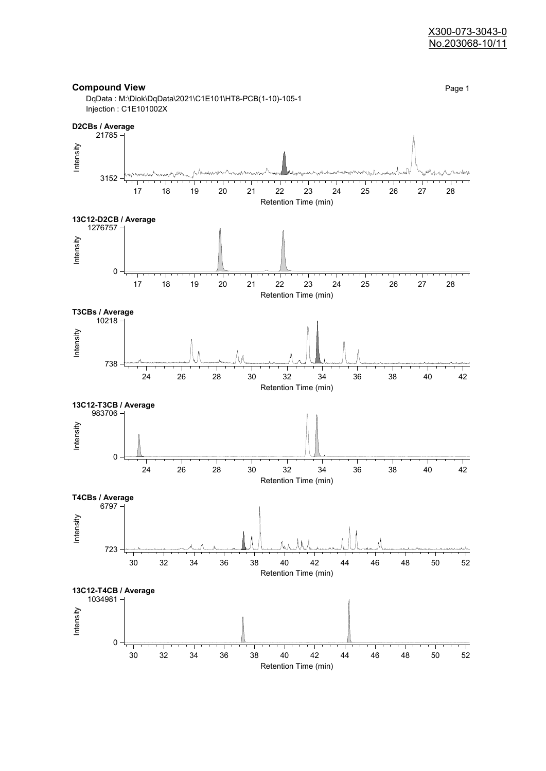X300-073-3043-0
No.203068-10/11

## Compound View

Page 1

DqData : M:\Diok\DqData\2021\C1E101\HT8-PCB(1-10)-105-1
Injection : C1E101002X

**D2CBs / Average**

Intensity: 21785, 3152
Retention Time (min): 17, 18, 19, 20, 21, 22, 23, 24, 25, 26, 27, 28

**13C12-D2CB / Average**

Intensity: 1276757, 0
Retention Time (min): 17, 18, 19, 20, 21, 22, 23, 24, 25, 26, 27, 28

**T3CBs / Average**

Intensity: 10218, 738
Retention Time (min): 24, 26, 28, 30, 32, 34, 36, 38, 40, 42

**13C12-T3CB / Average**

Intensity: 983706, 0
Retention Time (min): 24, 26, 28, 30, 32, 34, 36, 38, 40, 42

**T4CBs / Average**

Intensity: 6797, 723
Retention Time (min): 30, 32, 34, 36, 38, 40, 42, 44, 46, 48, 50, 52

**13C12-T4CB / Average**

Intensity: 1034981, 0
Retention Time (min): 30, 32, 34, 36, 38, 40, 42, 44, 46, 48, 50, 52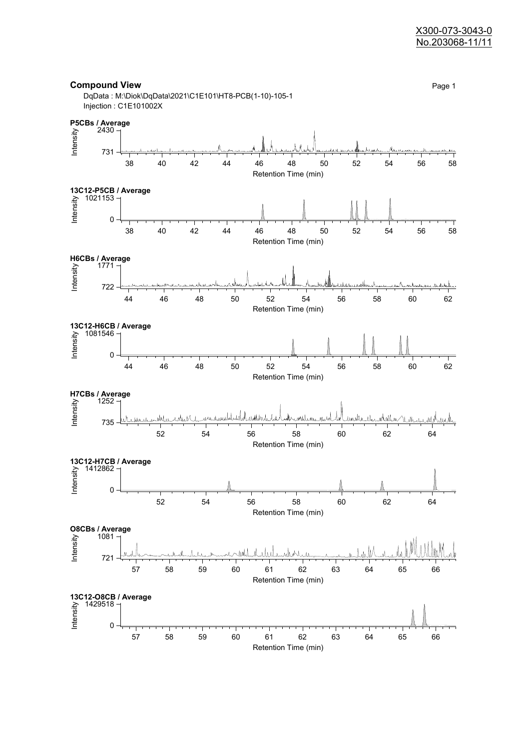X300-073-3043-0
No.203068-11/11

## Compound View

DqData : M:\Diok\DqData\2021\C1E101\HT8-PCB(1-10)-105-1
Injection : C1E101002X

**P5CBs / Average**

Intensity
2430
731
38 40 42 44 46 48 50 52 54 56 58
Retention Time (min)

**13C12-P5CB / Average**

Intensity
1021153
0
38 40 42 44 46 48 50 52 54 56 58
Retention Time (min)

**H6CBs / Average**

Intensity
1771
722
44 46 48 50 52 54 56 58 60 62
Retention Time (min)

**13C12-H6CB / Average**

Intensity
1081546
0
44 46 48 50 52 54 56 58 60 62
Retention Time (min)

**H7CBs / Average**

Intensity
1252
735
52 54 56 58 60 62 64
Retention Time (min)

**13C12-H7CB / Average**

Intensity
1412862
0
52 54 56 58 60 62 64
Retention Time (min)

**O8CBs / Average**

Intensity
1081
721
57 58 59 60 61 62 63 64 65 66
Retention Time (min)

**13C12-O8CB / Average**

Intensity
1429518
0
57 58 59 60 61 62 63 64 65 66
Retention Time (min)